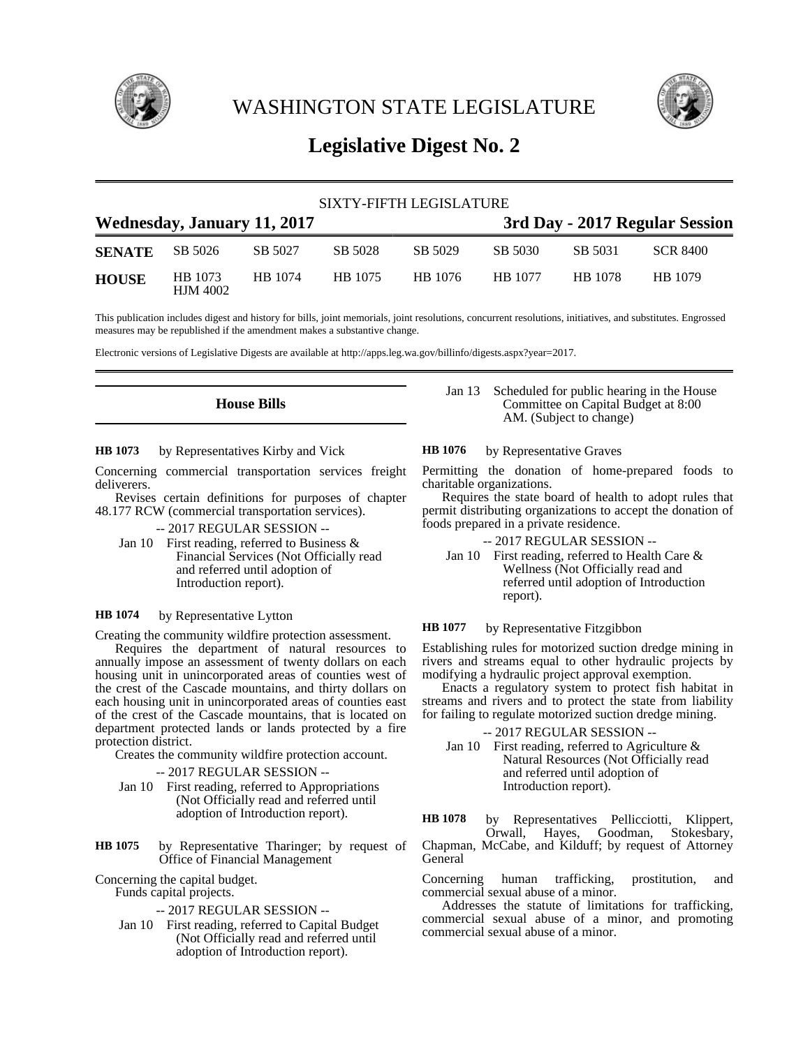# WASHINGTON STATE LEGISLATURE

## Legislative Digest No. 2

SIXTY-FIFTH LEGISLATURE

**Wednesday, January 11, 2017** — **3rd Day - 2017 Regular Session**

| | | | | | | | |
|---|---|---|---|---|---|---|---|
| **SENATE** | SB 5026 | SB 5027 | SB 5028 | SB 5029 | SB 5030 | SB 5031 | SCR 8400 |
| **HOUSE** | HB 1073<br>HJM 4002 | HB 1074 | HB 1075 | HB 1076 | HB 1077 | HB 1078 | HB 1079 |

This publication includes digest and history for bills, joint memorials, joint resolutions, concurrent resolutions, initiatives, and substitutes. Engrossed measures may be republished if the amendment makes a substantive change.

Electronic versions of Legislative Digests are available at http://apps.leg.wa.gov/billinfo/digests.aspx?year=2017.

### House Bills

**HB 1073** by Representatives Kirby and Vick

Concerning commercial transportation services freight deliverers.

Revises certain definitions for purposes of chapter 48.177 RCW (commercial transportation services).

-- 2017 REGULAR SESSION --

Jan 10 First reading, referred to Business & Financial Services (Not Officially read and referred until adoption of Introduction report).

**HB 1074** by Representative Lytton

Creating the community wildfire protection assessment.

Requires the department of natural resources to annually impose an assessment of twenty dollars on each housing unit in unincorporated areas of counties west of the crest of the Cascade mountains, and thirty dollars on each housing unit in unincorporated areas of counties east of the crest of the Cascade mountains, that is located on department protected lands or lands protected by a fire protection district.

Creates the community wildfire protection account.

-- 2017 REGULAR SESSION --

Jan 10 First reading, referred to Appropriations (Not Officially read and referred until adoption of Introduction report).

**HB 1075** by Representative Tharinger; by request of Office of Financial Management

Concerning the capital budget.

Funds capital projects.

-- 2017 REGULAR SESSION --

Jan 10 First reading, referred to Capital Budget (Not Officially read and referred until adoption of Introduction report).

Jan 13 Scheduled for public hearing in the House Committee on Capital Budget at 8:00 AM. (Subject to change)

**HB 1076** by Representative Graves

Permitting the donation of home-prepared foods to charitable organizations.

Requires the state board of health to adopt rules that permit distributing organizations to accept the donation of foods prepared in a private residence.

-- 2017 REGULAR SESSION --

Jan 10 First reading, referred to Health Care & Wellness (Not Officially read and referred until adoption of Introduction report).

**HB 1077** by Representative Fitzgibbon

Establishing rules for motorized suction dredge mining in rivers and streams equal to other hydraulic projects by modifying a hydraulic project approval exemption.

Enacts a regulatory system to protect fish habitat in streams and rivers and to protect the state from liability for failing to regulate motorized suction dredge mining.

-- 2017 REGULAR SESSION --

Jan 10 First reading, referred to Agriculture & Natural Resources (Not Officially read and referred until adoption of Introduction report).

**HB 1078** by Representatives Pellicciotti, Klippert, Orwall, Hayes, Goodman, Stokesbary, Chapman, McCabe, and Kilduff; by request of Attorney General

Concerning human trafficking, prostitution, and commercial sexual abuse of a minor.

Addresses the statute of limitations for trafficking, commercial sexual abuse of a minor, and promoting commercial sexual abuse of a minor.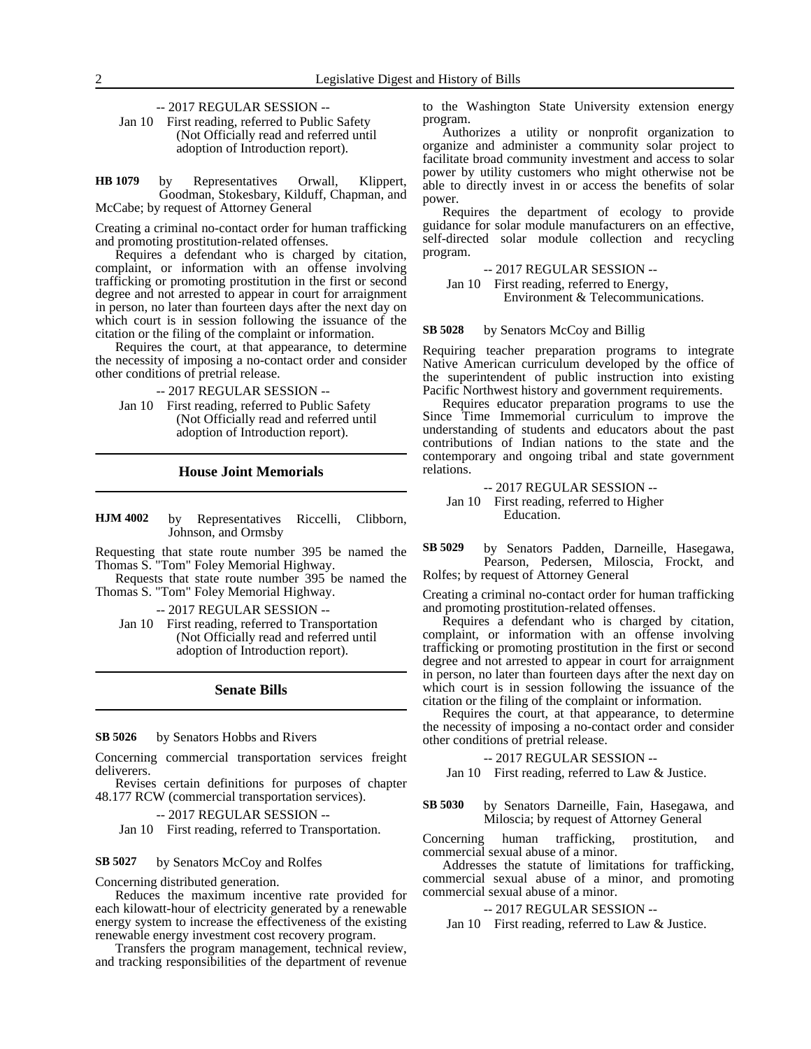-- 2017 REGULAR SESSION --

Jan 10 First reading, referred to Public Safety (Not Officially read and referred until adoption of Introduction report).

**HB 1079** by Representatives Orwall, Klippert, Goodman, Stokesbary, Kilduff, Chapman, and McCabe; by request of Attorney General

Creating a criminal no-contact order for human trafficking and promoting prostitution-related offenses.

Requires a defendant who is charged by citation, complaint, or information with an offense involving trafficking or promoting prostitution in the first or second degree and not arrested to appear in court for arraignment in person, no later than fourteen days after the next day on which court is in session following the issuance of the citation or the filing of the complaint or information.

Requires the court, at that appearance, to determine the necessity of imposing a no-contact order and consider other conditions of pretrial release.

-- 2017 REGULAR SESSION --

Jan 10 First reading, referred to Public Safety (Not Officially read and referred until adoption of Introduction report).

## House Joint Memorials

**HJM 4002** by Representatives Riccelli, Clibborn, Johnson, and Ormsby

Requesting that state route number 395 be named the Thomas S. "Tom" Foley Memorial Highway.

Requests that state route number 395 be named the Thomas S. "Tom" Foley Memorial Highway.

-- 2017 REGULAR SESSION --

Jan 10 First reading, referred to Transportation (Not Officially read and referred until adoption of Introduction report).

## Senate Bills

**SB 5026** by Senators Hobbs and Rivers

Concerning commercial transportation services freight deliverers.

Revises certain definitions for purposes of chapter 48.177 RCW (commercial transportation services).

-- 2017 REGULAR SESSION --

Jan 10 First reading, referred to Transportation.

**SB 5027** by Senators McCoy and Rolfes

Concerning distributed generation.

Reduces the maximum incentive rate provided for each kilowatt-hour of electricity generated by a renewable energy system to increase the effectiveness of the existing renewable energy investment cost recovery program.

Transfers the program management, technical review, and tracking responsibilities of the department of revenue to the Washington State University extension energy program.

Authorizes a utility or nonprofit organization to organize and administer a community solar project to facilitate broad community investment and access to solar power by utility customers who might otherwise not be able to directly invest in or access the benefits of solar power.

Requires the department of ecology to provide guidance for solar module manufacturers on an effective, self-directed solar module collection and recycling program.

-- 2017 REGULAR SESSION --

Jan 10 First reading, referred to Energy, Environment & Telecommunications.

**SB 5028** by Senators McCoy and Billig

Requiring teacher preparation programs to integrate Native American curriculum developed by the office of the superintendent of public instruction into existing Pacific Northwest history and government requirements.

Requires educator preparation programs to use the Since Time Immemorial curriculum to improve the understanding of students and educators about the past contributions of Indian nations to the state and the contemporary and ongoing tribal and state government relations.

-- 2017 REGULAR SESSION --

Jan 10 First reading, referred to Higher Education.

**SB 5029** by Senators Padden, Darneille, Hasegawa, Pearson, Pedersen, Miloscia, Frockt, and Rolfes; by request of Attorney General

Creating a criminal no-contact order for human trafficking and promoting prostitution-related offenses.

Requires a defendant who is charged by citation, complaint, or information with an offense involving trafficking or promoting prostitution in the first or second degree and not arrested to appear in court for arraignment in person, no later than fourteen days after the next day on which court is in session following the issuance of the citation or the filing of the complaint or information.

Requires the court, at that appearance, to determine the necessity of imposing a no-contact order and consider other conditions of pretrial release.

-- 2017 REGULAR SESSION --

Jan 10 First reading, referred to Law & Justice.

**SB 5030** by Senators Darneille, Fain, Hasegawa, and Miloscia; by request of Attorney General

Concerning human trafficking, prostitution, and commercial sexual abuse of a minor.

Addresses the statute of limitations for trafficking, commercial sexual abuse of a minor, and promoting commercial sexual abuse of a minor.

-- 2017 REGULAR SESSION --

Jan 10 First reading, referred to Law & Justice.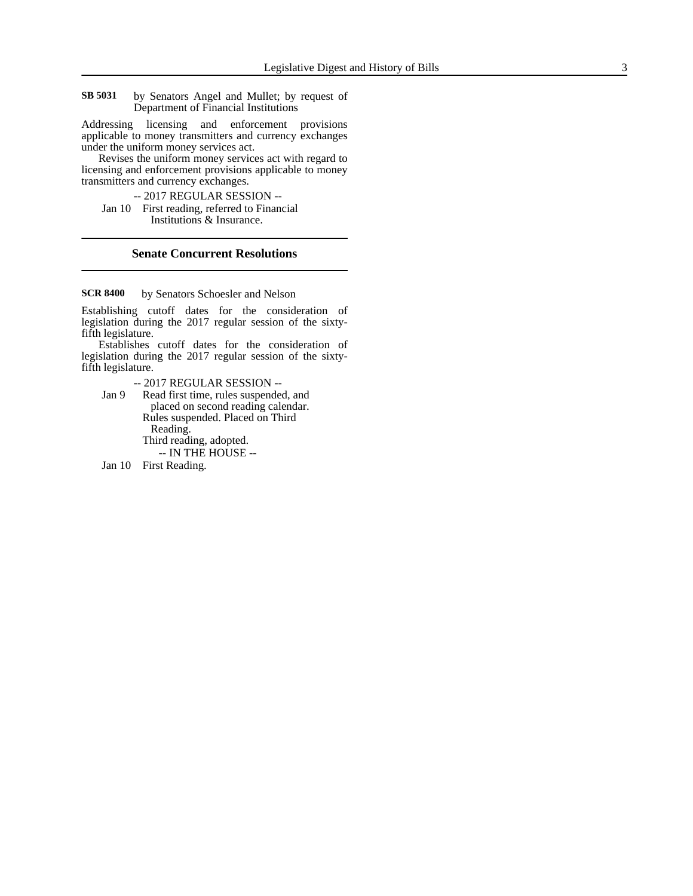**SB 5031** by Senators Angel and Mullet; by request of Department of Financial Institutions

Addressing licensing and enforcement provisions applicable to money transmitters and currency exchanges under the uniform money services act.

Revises the uniform money services act with regard to licensing and enforcement provisions applicable to money transmitters and currency exchanges.

-- 2017 REGULAR SESSION --

Jan 10 First reading, referred to Financial Institutions & Insurance.

## Senate Concurrent Resolutions

**SCR 8400** by Senators Schoesler and Nelson

Establishing cutoff dates for the consideration of legislation during the 2017 regular session of the sixty-fifth legislature.

Establishes cutoff dates for the consideration of legislation during the 2017 regular session of the sixty-fifth legislature.

-- 2017 REGULAR SESSION --

Jan 9 Read first time, rules suspended, and placed on second reading calendar.
Rules suspended. Placed on Third Reading.
Third reading, adopted.

-- IN THE HOUSE --

Jan 10 First Reading.